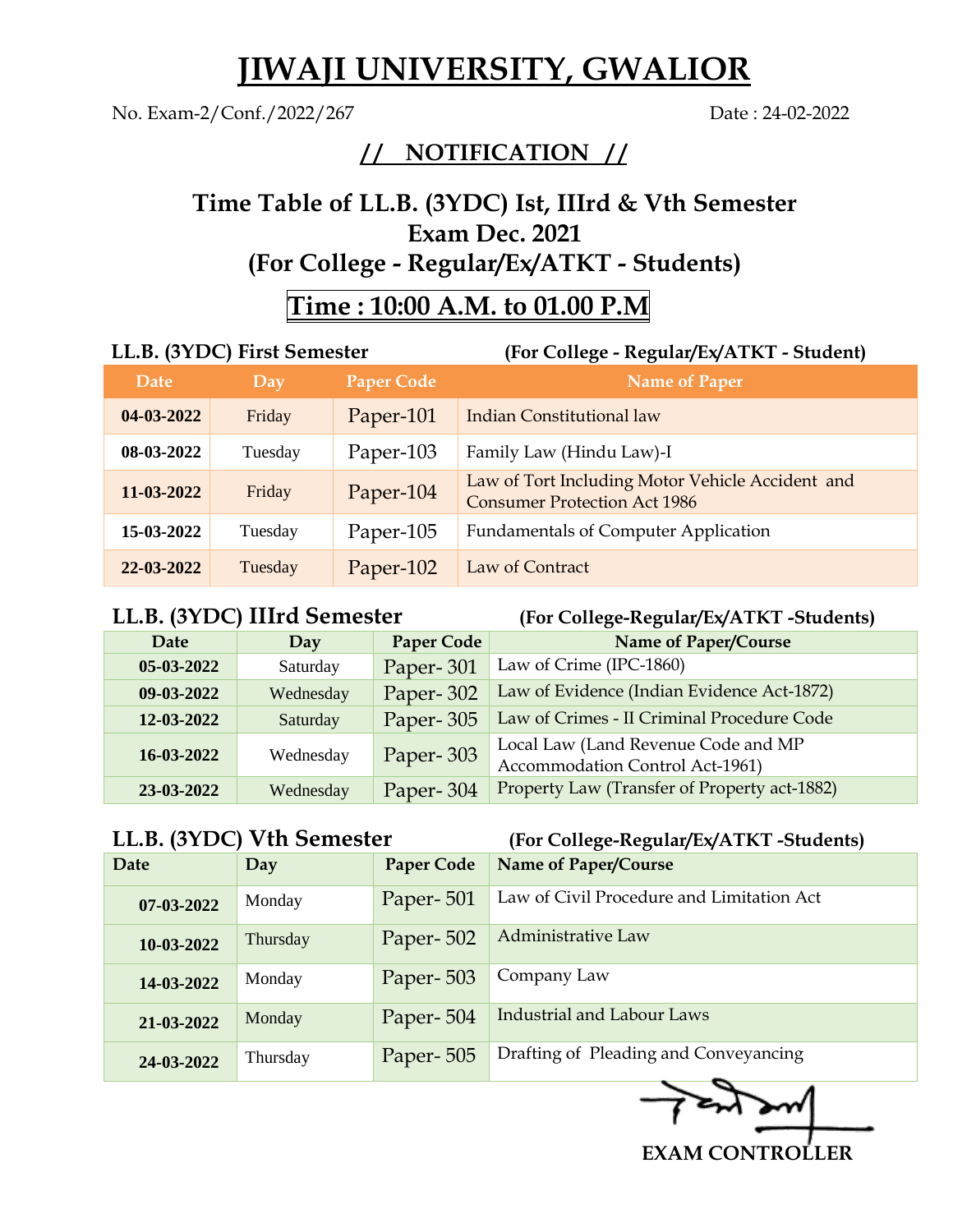# JIWAJI UNIVERSITY, GWALIOR

No. Exam-2/Conf./2022/267 Date : 24-02-2022

## // NOTIFICATION //

## Time Table of LL.B. (3YDC) Ist, IIIrd & Vth Semester
## Exam Dec. 2021
## (For College - Regular/Ex/ATKT - Students)

## Time : 10:00 A.M. to 01.00 P.M

**LL.B. (3YDC) First Semester** **(For College - Regular/Ex/ATKT - Student)**

| Date | Day | Paper Code | Name of Paper |
|---|---|---|---|
| **04-03-2022** | Friday | Paper-101 | Indian Constitutional law |
| **08-03-2022** | Tuesday | Paper-103 | Family Law (Hindu Law)-I |
| **11-03-2022** | Friday | Paper-104 | Law of Tort Including Motor Vehicle Accident and Consumer Protection Act 1986 |
| **15-03-2022** | Tuesday | Paper-105 | Fundamentals of Computer Application |
| **22-03-2022** | Tuesday | Paper-102 | Law of Contract |

**LL.B. (3YDC) IIIrd Semester** **(For College-Regular/Ex/ATKT -Students)**

| Date | Day | Paper Code | Name of Paper/Course |
|---|---|---|---|
| **05-03-2022** | Saturday | Paper- 301 | Law of Crime (IPC-1860) |
| **09-03-2022** | Wednesday | Paper- 302 | Law of Evidence (Indian Evidence Act-1872) |
| **12-03-2022** | Saturday | Paper- 305 | Law of Crimes - II Criminal Procedure Code |
| **16-03-2022** | Wednesday | Paper- 303 | Local Law (Land Revenue Code and MP Accommodation Control Act-1961) |
| **23-03-2022** | Wednesday | Paper- 304 | Property Law (Transfer of Property act-1882) |

**LL.B. (3YDC) Vth Semester** **(For College-Regular/Ex/ATKT -Students)**

| Date | Day | Paper Code | Name of Paper/Course |
|---|---|---|---|
| **07-03-2022** | Monday | Paper- 501 | Law of Civil Procedure and Limitation Act |
| **10-03-2022** | Thursday | Paper- 502 | Administrative Law |
| **14-03-2022** | Monday | Paper- 503 | Company Law |
| **21-03-2022** | Monday | Paper- 504 | Industrial and Labour Laws |
| **24-03-2022** | Thursday | Paper- 505 | Drafting of Pleading and Conveyancing |

**EXAM CONTROLLER**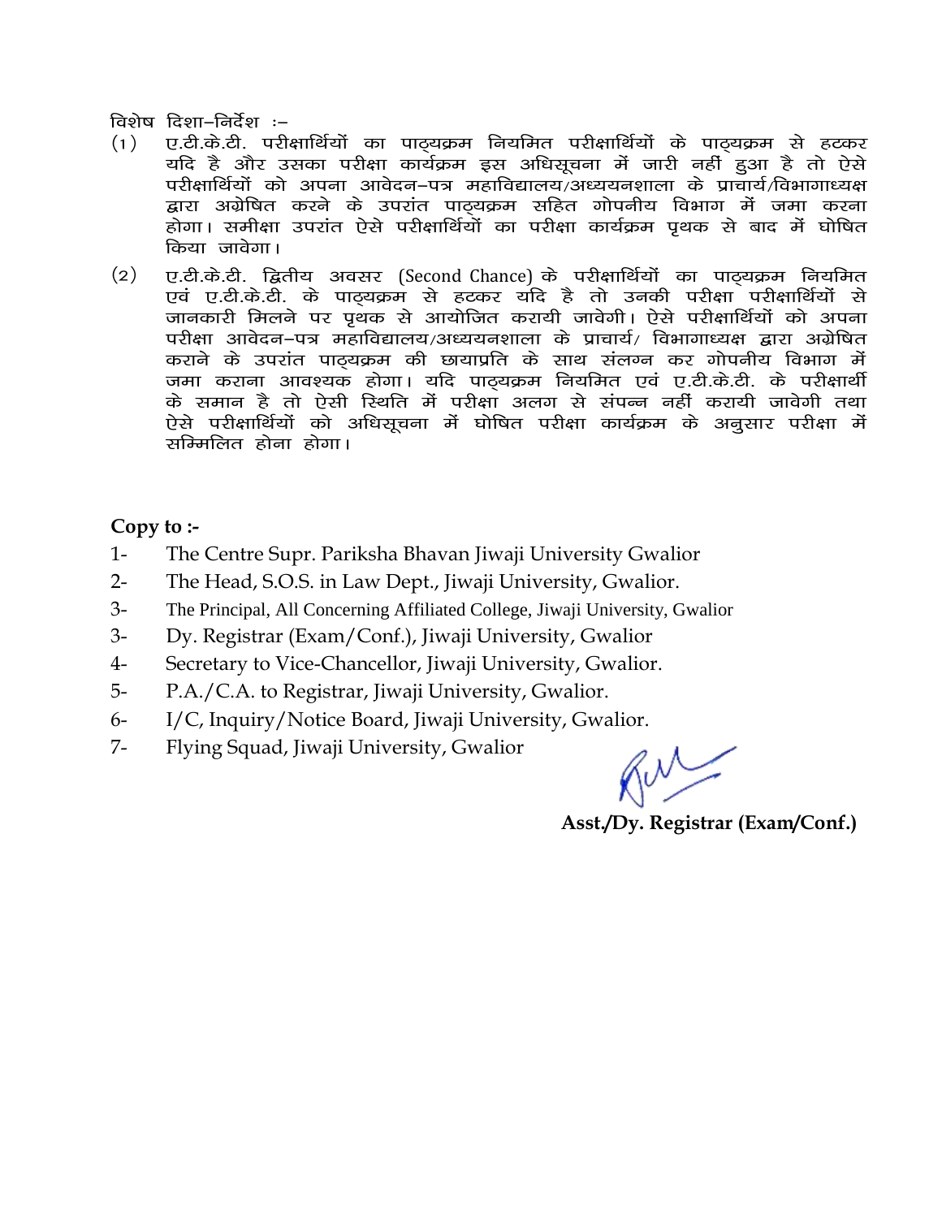विशेष दिशा–निर्देश :–

(1) ए.टी.के.टी. परीक्षार्थियों का पाठ्यक्रम नियमित परीक्षार्थियों के पाठ्यक्रम से हटकर यदि है और उसका परीक्षा कार्यक्रम इस अधिसूचना में जारी नहीं हुआ है तो ऐसे परीक्षार्थियों को अपना आवेदन–पत्र महाविद्यालय/अध्ययनशाला के प्राचार्य/विभागाध्यक्ष द्वारा अग्रेषित करने के उपरांत पाठ्यक्रम सहित गोपनीय विभाग में जमा करना होगा। समीक्षा उपरांत ऐसे परीक्षार्थियों का परीक्षा कार्यक्रम पृथक से बाद में घोषित किया जावेगा।

(2) ए.टी.के.टी. द्वितीय अवसर (Second Chance) के परीक्षार्थियों का पाठ्यक्रम नियमित एवं ए.टी.के.टी. के पाठ्यक्रम से हटकर यदि है तो उनकी परीक्षा परीक्षार्थियों से जानकारी मिलने पर पृथक से आयोजित करायी जावेगी। ऐसे परीक्षार्थियों को अपना परीक्षा आवेदन–पत्र महाविद्यालय/अध्ययनशाला के प्राचार्य/ विभागाध्यक्ष द्वारा अग्रेषित कराने के उपरांत पाठ्यक्रम की छायाप्रति के साथ संलग्न कर गोपनीय विभाग में जमा कराना आवश्यक होगा। यदि पाठ्यक्रम नियमित एवं ए.टी.के.टी. के परीक्षार्थी के समान है तो ऐसी स्थिति में परीक्षा अलग से संपन्न नहीं करायी जावेगी तथा ऐसे परीक्षार्थियों को अधिसूचना में घोषित परीक्षा कार्यक्रम के अनुसार परीक्षा में सम्मिलित होना होगा।

**Copy to :-**

1- The Centre Supr. Pariksha Bhavan Jiwaji University Gwalior
2- The Head, S.O.S. in Law Dept., Jiwaji University, Gwalior.
3- The Principal, All Concerning Affiliated College, Jiwaji University, Gwalior
3- Dy. Registrar (Exam/Conf.), Jiwaji University, Gwalior
4- Secretary to Vice-Chancellor, Jiwaji University, Gwalior.
5- P.A./C.A. to Registrar, Jiwaji University, Gwalior.
6- I/C, Inquiry/Notice Board, Jiwaji University, Gwalior.
7- Flying Squad, Jiwaji University, Gwalior

**Asst./Dy. Registrar (Exam/Conf.)**